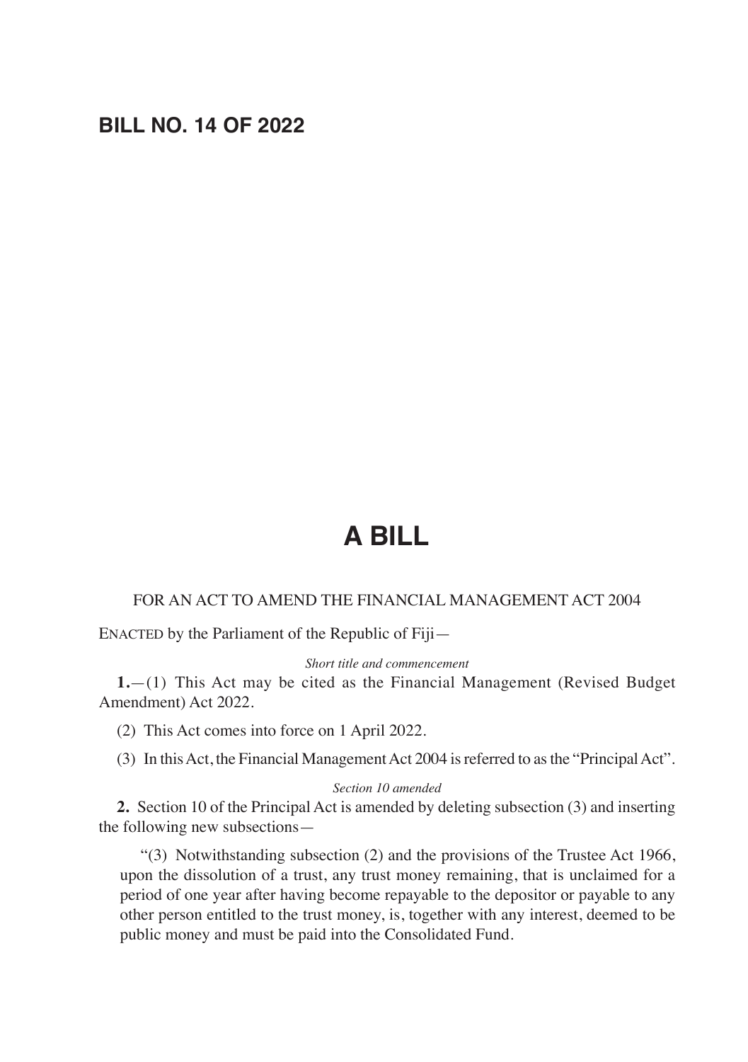**BILL NO. 14 OF 2022**

# A BILL

FOR AN ACT TO AMEND THE FINANCIAL MANAGEMENT ACT 2004

ENACTED by the Parliament of the Republic of Fiji—

*Short title and commencement*

**1.**—(1) This Act may be cited as the Financial Management (Revised Budget Amendment) Act 2022.

(2) This Act comes into force on 1 April 2022.

(3) In this Act, the Financial Management Act 2004 is referred to as the "Principal Act".

*Section 10 amended*

**2.** Section 10 of the Principal Act is amended by deleting subsection (3) and inserting the following new subsections—

"(3) Notwithstanding subsection (2) and the provisions of the Trustee Act 1966, upon the dissolution of a trust, any trust money remaining, that is unclaimed for a period of one year after having become repayable to the depositor or payable to any other person entitled to the trust money, is, together with any interest, deemed to be public money and must be paid into the Consolidated Fund.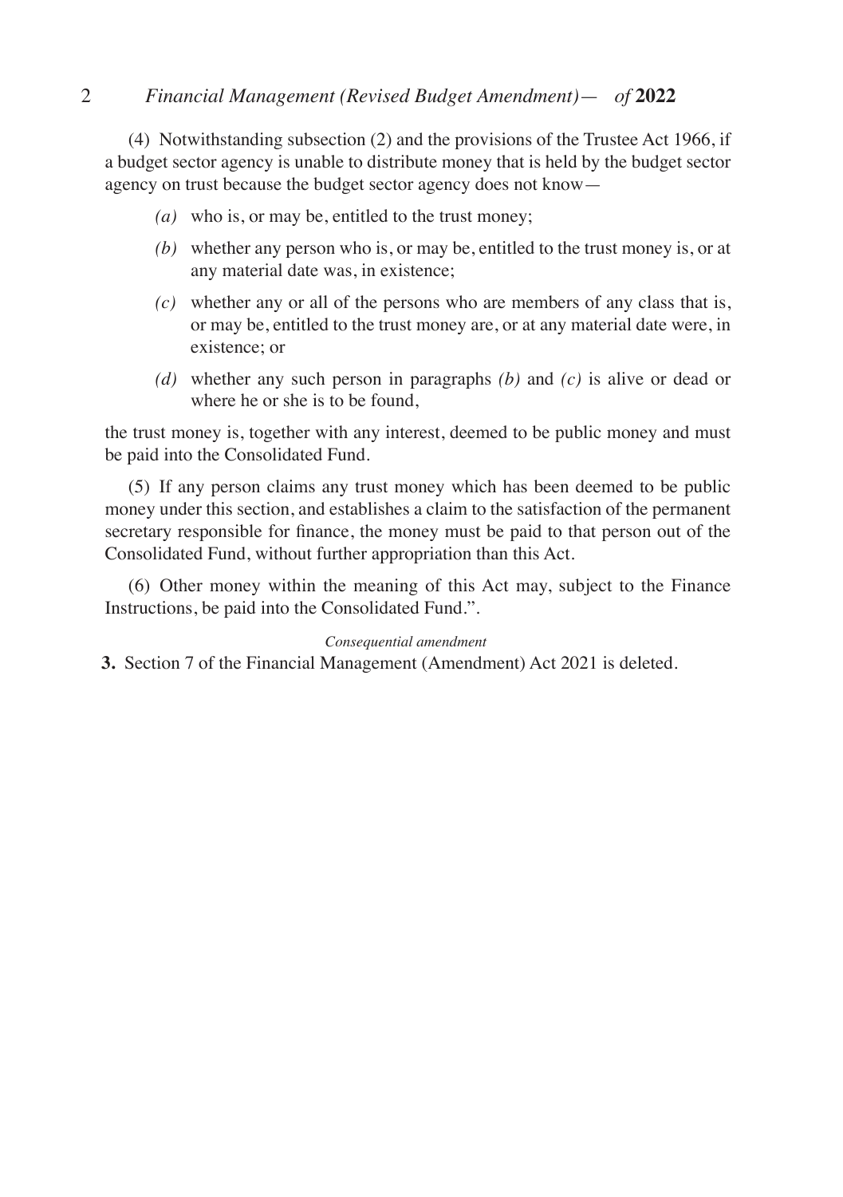(4) Notwithstanding subsection (2) and the provisions of the Trustee Act 1966, if a budget sector agency is unable to distribute money that is held by the budget sector agency on trust because the budget sector agency does not know—

- *(a)* who is, or may be, entitled to the trust money;
- *(b)* whether any person who is, or may be, entitled to the trust money is, or at any material date was, in existence;
- *(c)* whether any or all of the persons who are members of any class that is, or may be, entitled to the trust money are, or at any material date were, in existence; or
- *(d)* whether any such person in paragraphs *(b)* and *(c)* is alive or dead or where he or she is to be found,

the trust money is, together with any interest, deemed to be public money and must be paid into the Consolidated Fund.

(5) If any person claims any trust money which has been deemed to be public money under this section, and establishes a claim to the satisfaction of the permanent secretary responsible for finance, the money must be paid to that person out of the Consolidated Fund, without further appropriation than this Act.

(6) Other money within the meaning of this Act may, subject to the Finance Instructions, be paid into the Consolidated Fund.".

*Consequential amendment*

**3.** Section 7 of the Financial Management (Amendment) Act 2021 is deleted.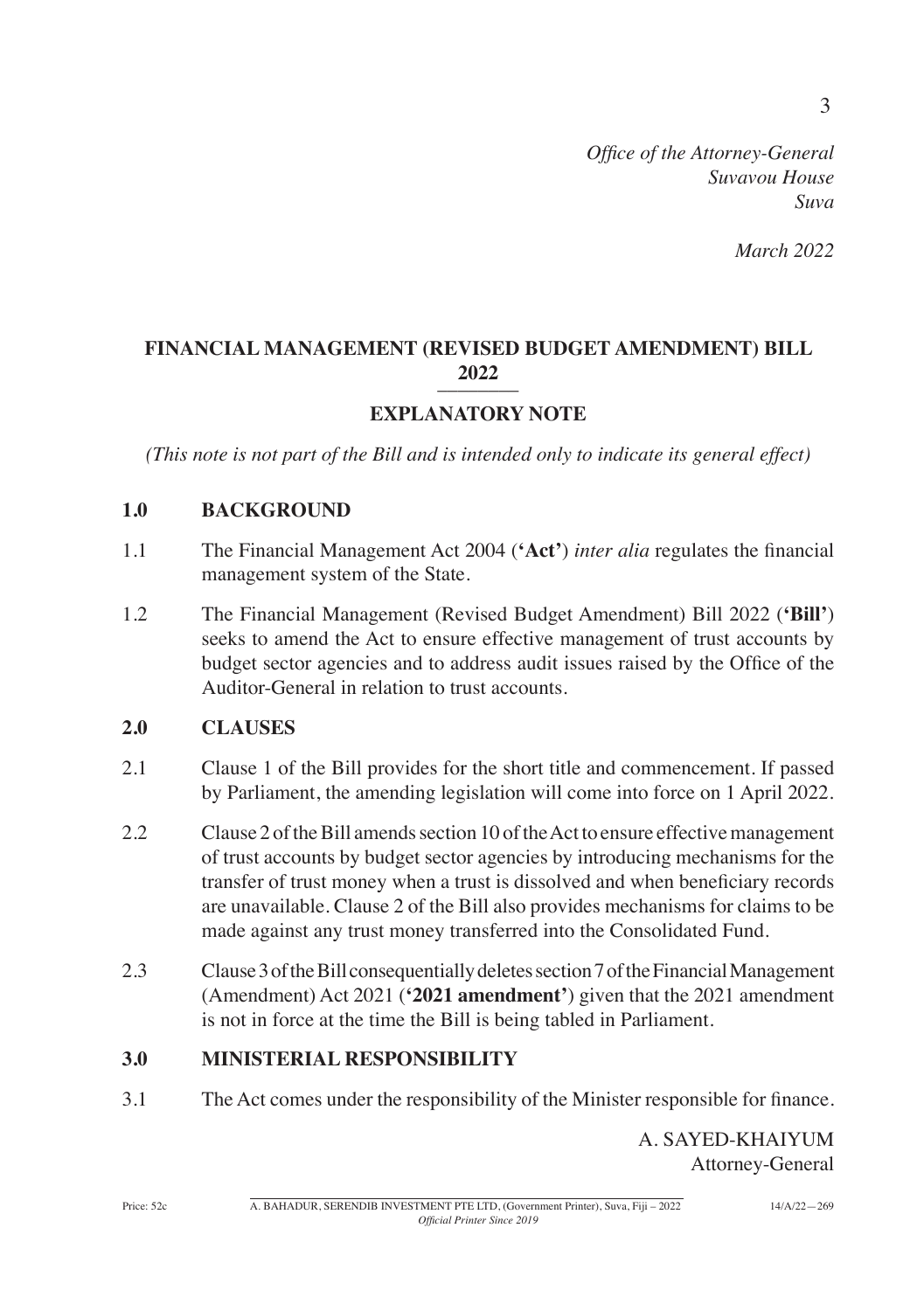*Office of the Attorney-General*
*Suvavou House*
*Suva*

*March 2022*

## FINANCIAL MANAGEMENT (REVISED BUDGET AMENDMENT) BILL 2022

## EXPLANATORY NOTE

*(This note is not part of the Bill and is intended only to indicate its general effect)*

### 1.0 BACKGROUND

1.1 The Financial Management Act 2004 (**'Act'**) *inter alia* regulates the financial management system of the State.

1.2 The Financial Management (Revised Budget Amendment) Bill 2022 (**'Bill'**) seeks to amend the Act to ensure effective management of trust accounts by budget sector agencies and to address audit issues raised by the Office of the Auditor-General in relation to trust accounts.

### 2.0 CLAUSES

2.1 Clause 1 of the Bill provides for the short title and commencement. If passed by Parliament, the amending legislation will come into force on 1 April 2022.

2.2 Clause 2 of the Bill amends section 10 of the Act to ensure effective management of trust accounts by budget sector agencies by introducing mechanisms for the transfer of trust money when a trust is dissolved and when beneficiary records are unavailable. Clause 2 of the Bill also provides mechanisms for claims to be made against any trust money transferred into the Consolidated Fund.

2.3 Clause 3 of the Bill consequentially deletes section 7 of the Financial Management (Amendment) Act 2021 (**'2021 amendment'**) given that the 2021 amendment is not in force at the time the Bill is being tabled in Parliament.

### 3.0 MINISTERIAL RESPONSIBILITY

3.1 The Act comes under the responsibility of the Minister responsible for finance.

A. SAYED-KHAIYUM
Attorney-General

Price: 52c

A. BAHADUR, SERENDIB INVESTMENT PTE LTD, (Government Printer), Suva, Fiji – 2022
*Official Printer Since 2019*

14/A/22—269